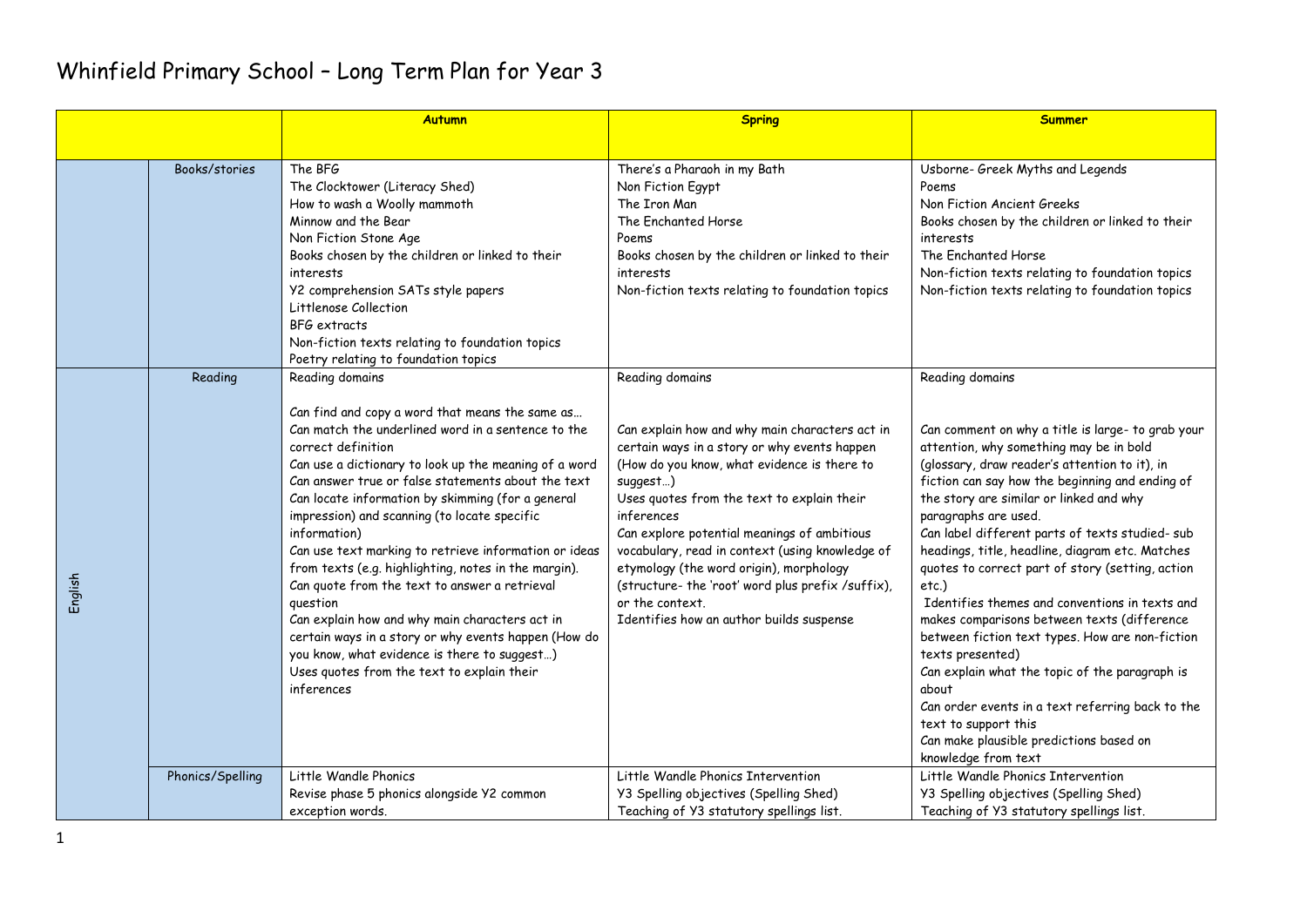# Whinfield Primary School – Long Term Plan for Year 3

| | | Autumn | Spring | Summer |
|---|---|---|---|---|
| English | Books/stories | The BFG<br>The Clocktower (Literacy Shed)<br>How to wash a Woolly mammoth<br>Minnow and the Bear<br>Non Fiction Stone Age<br>Books chosen by the children or linked to their interests<br>Y2 comprehension SATs style papers<br>Littlenose Collection<br>BFG extracts<br>Non-fiction texts relating to foundation topics<br>Poetry relating to foundation topics | There's a Pharaoh in my Bath<br>Non Fiction Egypt<br>The Iron Man<br>The Enchanted Horse<br>Poems<br>Books chosen by the children or linked to their interests<br>Non-fiction texts relating to foundation topics | Usborne- Greek Myths and Legends<br>Poems<br>Non Fiction Ancient Greeks<br>Books chosen by the children or linked to their interests<br>The Enchanted Horse<br>Non-fiction texts relating to foundation topics<br>Non-fiction texts relating to foundation topics |
| | Reading | Reading domains<br><br>Can find and copy a word that means the same as…<br>Can match the underlined word in a sentence to the correct definition<br>Can use a dictionary to look up the meaning of a word<br>Can answer true or false statements about the text<br>Can locate information by skimming (for a general impression) and scanning (to locate specific information)<br>Can use text marking to retrieve information or ideas from texts (e.g. highlighting, notes in the margin).<br>Can quote from the text to answer a retrieval question<br>Can explain how and why main characters act in certain ways in a story or why events happen (How do you know, what evidence is there to suggest…)<br>Uses quotes from the text to explain their inferences | Reading domains<br><br>Can explain how and why main characters act in certain ways in a story or why events happen (How do you know, what evidence is there to suggest…)<br>Uses quotes from the text to explain their inferences<br>Can explore potential meanings of ambitious vocabulary, read in context (using knowledge of etymology (the word origin), morphology (structure- the 'root' word plus prefix /suffix), or the context.<br>Identifies how an author builds suspense | Reading domains<br><br>Can comment on why a title is large- to grab your attention, why something may be in bold (glossary, draw reader's attention to it), in fiction can say how the beginning and ending of the story are similar or linked and why paragraphs are used.<br>Can label different parts of texts studied- sub headings, title, headline, diagram etc. Matches quotes to correct part of story (setting, action etc.)<br>Identifies themes and conventions in texts and makes comparisons between texts (difference between fiction text types. How are non-fiction texts presented)<br>Can explain what the topic of the paragraph is about<br>Can order events in a text referring back to the text to support this<br>Can make plausible predictions based on knowledge from text |
| | Phonics/Spelling | Little Wandle Phonics<br>Revise phase 5 phonics alongside Y2 common exception words. | Little Wandle Phonics Intervention<br>Y3 Spelling objectives (Spelling Shed)<br>Teaching of Y3 statutory spellings list. | Little Wandle Phonics Intervention<br>Y3 Spelling objectives (Spelling Shed)<br>Teaching of Y3 statutory spellings list. |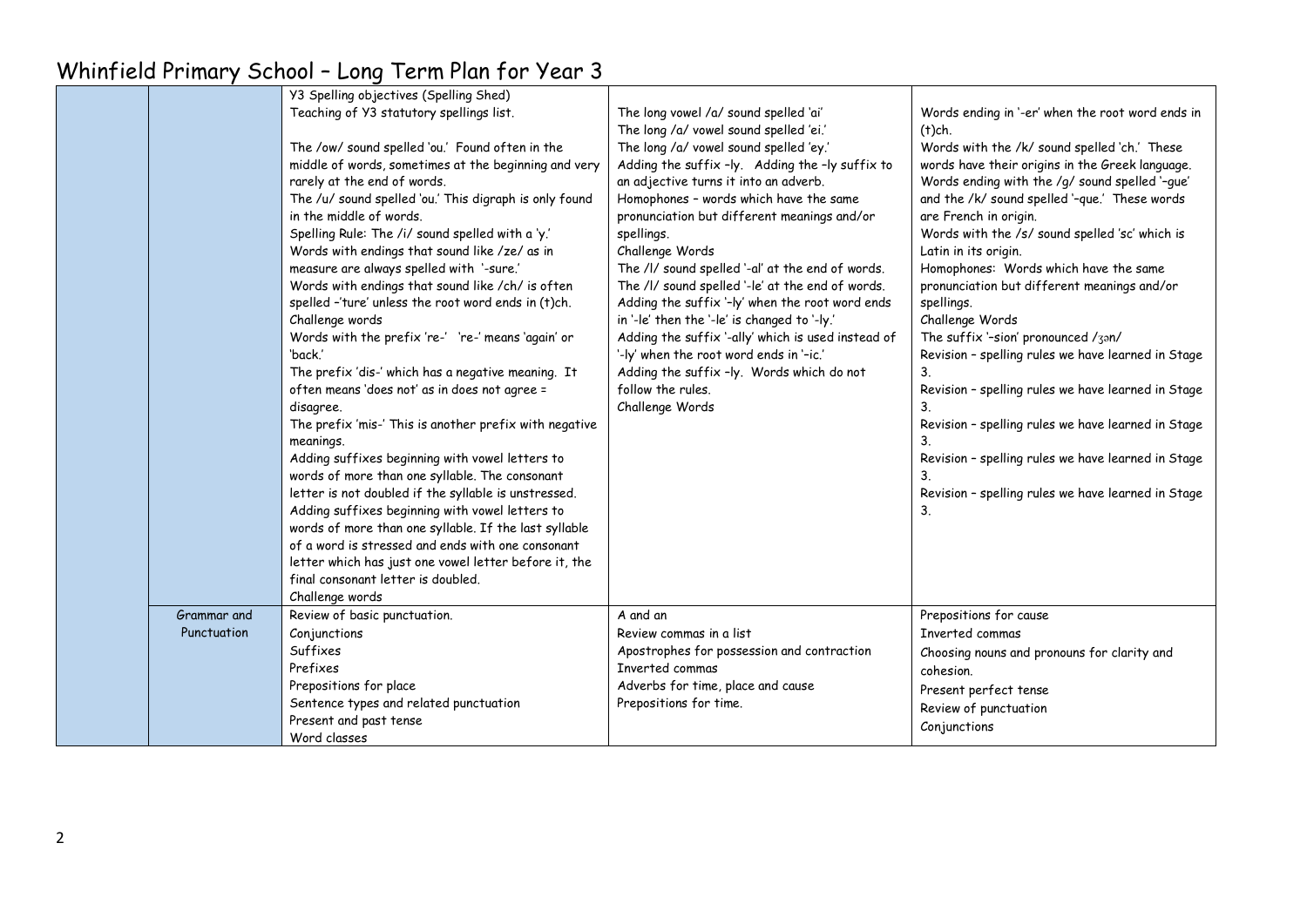# Whinfield Primary School – Long Term Plan for Year 3

| | | | | |
|---|---|---|---|---|
| | | Y3 Spelling objectives (Spelling Shed)<br>Teaching of Y3 statutory spellings list.<br><br>The /ow/ sound spelled 'ou.' Found often in the middle of words, sometimes at the beginning and very rarely at the end of words.<br>The /u/ sound spelled 'ou.' This digraph is only found in the middle of words.<br>Spelling Rule: The /i/ sound spelled with a 'y.'<br>Words with endings that sound like /ze/ as in measure are always spelled with '-sure.'<br>Words with endings that sound like /ch/ is often spelled –'ture' unless the root word ends in (t)ch.<br>Challenge words<br>Words with the prefix 're-' 're-' means 'again' or 'back.'<br>The prefix 'dis-' which has a negative meaning. It often means 'does not' as in does not agree = disagree.<br>The prefix 'mis-' This is another prefix with negative meanings.<br>Adding suffixes beginning with vowel letters to words of more than one syllable. The consonant letter is not doubled if the syllable is unstressed.<br>Adding suffixes beginning with vowel letters to words of more than one syllable. If the last syllable of a word is stressed and ends with one consonant letter which has just one vowel letter before it, the final consonant letter is doubled.<br>Challenge words | The long vowel /a/ sound spelled 'ai'<br>The long /a/ vowel sound spelled 'ei.'<br>The long /a/ vowel sound spelled 'ey.'<br>Adding the suffix –ly. Adding the –ly suffix to an adjective turns it into an adverb.<br>Homophones – words which have the same pronunciation but different meanings and/or spellings.<br>Challenge Words<br>The /l/ sound spelled '-al' at the end of words.<br>The /l/ sound spelled '-le' at the end of words.<br>Adding the suffix '–ly' when the root word ends in '-le' then the '-le' is changed to '-ly.'<br>Adding the suffix '-ally' which is used instead of '-ly' when the root word ends in '–ic.'<br>Adding the suffix –ly. Words which do not follow the rules.<br>Challenge Words | Words ending in '-er' when the root word ends in (t)ch.<br>Words with the /k/ sound spelled 'ch.' These words have their origins in the Greek language.<br>Words ending with the /g/ sound spelled '–gue' and the /k/ sound spelled '–que.' These words are French in origin.<br>Words with the /s/ sound spelled 'sc' which is Latin in its origin.<br>Homophones: Words which have the same pronunciation but different meanings and/or spellings.<br>Challenge Words<br>The suffix '–sion' pronounced /ʒən/<br>Revision – spelling rules we have learned in Stage 3.<br>Revision – spelling rules we have learned in Stage 3.<br>Revision – spelling rules we have learned in Stage 3.<br>Revision – spelling rules we have learned in Stage 3.<br>Revision – spelling rules we have learned in Stage 3. |
| | Grammar and Punctuation | Review of basic punctuation.<br>Conjunctions<br>Suffixes<br>Prefixes<br>Prepositions for place<br>Sentence types and related punctuation<br>Present and past tense<br>Word classes | A and an<br>Review commas in a list<br>Apostrophes for possession and contraction<br>Inverted commas<br>Adverbs for time, place and cause<br>Prepositions for time. | Prepositions for cause<br>Inverted commas<br>Choosing nouns and pronouns for clarity and cohesion.<br>Present perfect tense<br>Review of punctuation<br>Conjunctions |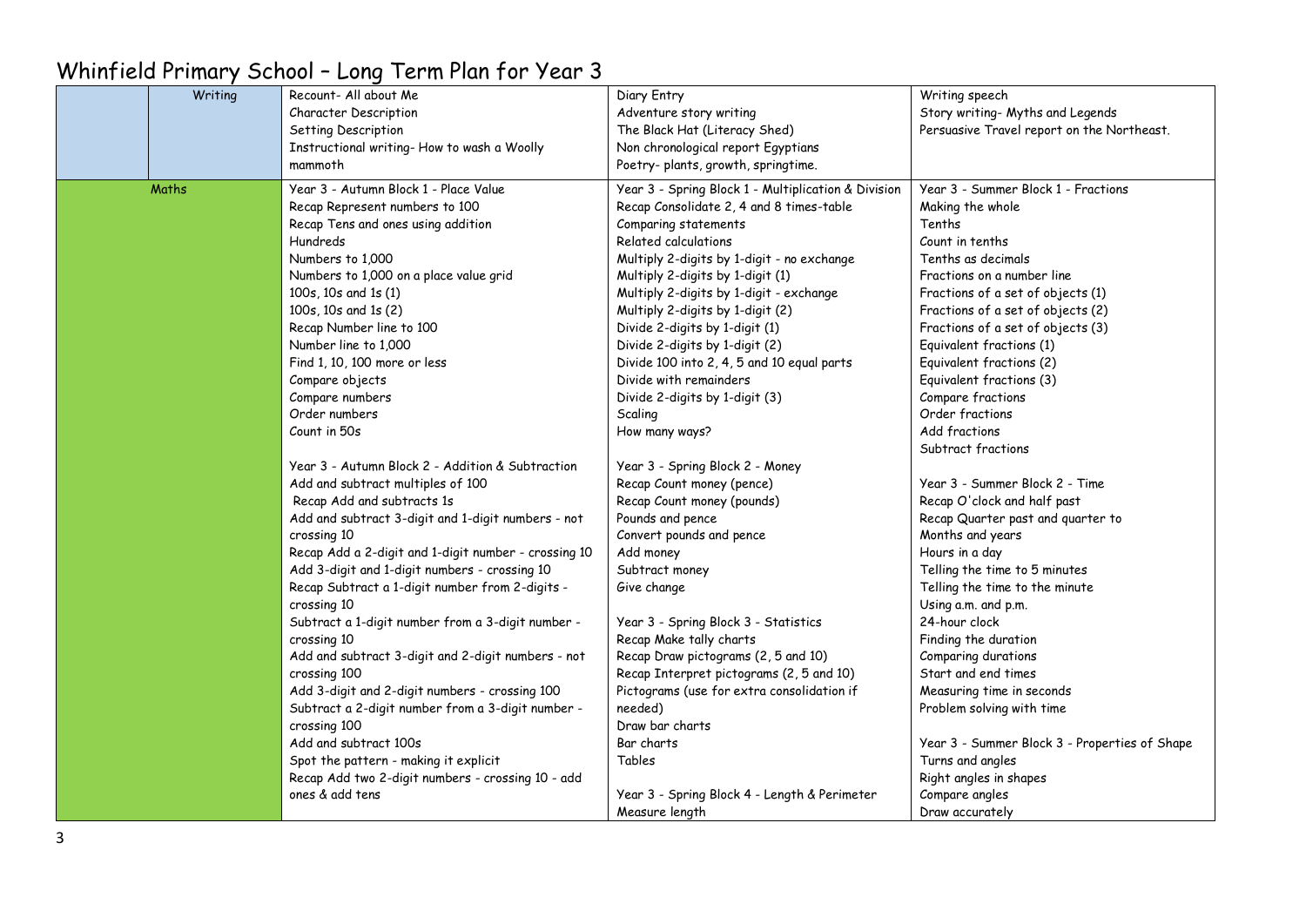# Whinfield Primary School – Long Term Plan for Year 3

| | | | |
|---|---|---|---|
| Writing | Recount- All about Me<br>Character Description<br>Setting Description<br>Instructional writing- How to wash a Woolly mammoth | Diary Entry<br>Adventure story writing<br>The Black Hat (Literacy Shed)<br>Non chronological report Egyptians<br>Poetry- plants, growth, springtime. | Writing speech<br>Story writing- Myths and Legends<br>Persuasive Travel report on the Northeast. |
| Maths | Year 3 - Autumn Block 1 - Place Value<br>Recap Represent numbers to 100<br>Recap Tens and ones using addition<br>Hundreds<br>Numbers to 1,000<br>Numbers to 1,000 on a place value grid<br>100s, 10s and 1s (1)<br>100s, 10s and 1s (2)<br>Recap Number line to 100<br>Number line to 1,000<br>Find 1, 10, 100 more or less<br>Compare objects<br>Compare numbers<br>Order numbers<br>Count in 50s<br><br>Year 3 - Autumn Block 2 - Addition & Subtraction<br>Add and subtract multiples of 100<br>Recap Add and subtracts 1s<br>Add and subtract 3-digit and 1-digit numbers - not crossing 10<br>Recap Add a 2-digit and 1-digit number - crossing 10<br>Add 3-digit and 1-digit numbers - crossing 10<br>Recap Subtract a 1-digit number from 2-digits - crossing 10<br>Subtract a 1-digit number from a 3-digit number - crossing 10<br>Add and subtract 3-digit and 2-digit numbers - not crossing 100<br>Add 3-digit and 2-digit numbers - crossing 100<br>Subtract a 2-digit number from a 3-digit number - crossing 100<br>Add and subtract 100s<br>Spot the pattern - making it explicit<br>Recap Add two 2-digit numbers - crossing 10 - add ones & add tens | Year 3 - Spring Block 1 - Multiplication & Division<br>Recap Consolidate 2, 4 and 8 times-table<br>Comparing statements<br>Related calculations<br>Multiply 2-digits by 1-digit - no exchange<br>Multiply 2-digits by 1-digit (1)<br>Multiply 2-digits by 1-digit - exchange<br>Multiply 2-digits by 1-digit (2)<br>Divide 2-digits by 1-digit (1)<br>Divide 2-digits by 1-digit (2)<br>Divide 100 into 2, 4, 5 and 10 equal parts<br>Divide with remainders<br>Divide 2-digits by 1-digit (3)<br>Scaling<br>How many ways?<br><br>Year 3 - Spring Block 2 - Money<br>Recap Count money (pence)<br>Recap Count money (pounds)<br>Pounds and pence<br>Convert pounds and pence<br>Add money<br>Subtract money<br>Give change<br><br>Year 3 - Spring Block 3 - Statistics<br>Recap Make tally charts<br>Recap Draw pictograms (2, 5 and 10)<br>Recap Interpret pictograms (2, 5 and 10)<br>Pictograms (use for extra consolidation if needed)<br>Draw bar charts<br>Bar charts<br>Tables<br><br>Year 3 - Spring Block 4 - Length & Perimeter<br>Measure length | Year 3 - Summer Block 1 - Fractions<br>Making the whole<br>Tenths<br>Count in tenths<br>Tenths as decimals<br>Fractions on a number line<br>Fractions of a set of objects (1)<br>Fractions of a set of objects (2)<br>Fractions of a set of objects (3)<br>Equivalent fractions (1)<br>Equivalent fractions (2)<br>Equivalent fractions (3)<br>Compare fractions<br>Order fractions<br>Add fractions<br>Subtract fractions<br><br>Year 3 - Summer Block 2 - Time<br>Recap O'clock and half past<br>Recap Quarter past and quarter to<br>Months and years<br>Hours in a day<br>Telling the time to 5 minutes<br>Telling the time to the minute<br>Using a.m. and p.m.<br>24-hour clock<br>Finding the duration<br>Comparing durations<br>Start and end times<br>Measuring time in seconds<br>Problem solving with time<br><br>Year 3 - Summer Block 3 - Properties of Shape<br>Turns and angles<br>Right angles in shapes<br>Compare angles<br>Draw accurately |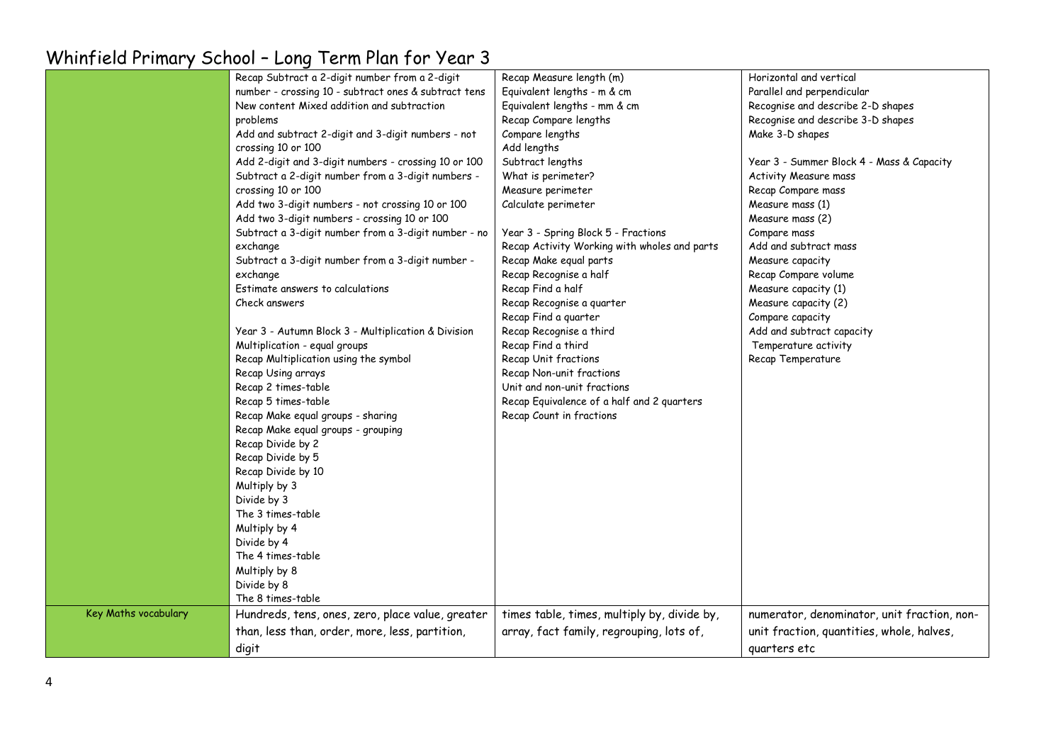# Whinfield Primary School – Long Term Plan for Year 3

| | | | |
|---|---|---|---|
| | Recap Subtract a 2-digit number from a 2-digit number - crossing 10 - subtract ones & subtract tens<br>New content Mixed addition and subtraction problems<br>Add and subtract 2-digit and 3-digit numbers - not crossing 10 or 100<br>Add 2-digit and 3-digit numbers - crossing 10 or 100<br>Subtract a 2-digit number from a 3-digit numbers - crossing 10 or 100<br>Add two 3-digit numbers - not crossing 10 or 100<br>Add two 3-digit numbers - crossing 10 or 100<br>Subtract a 3-digit number from a 3-digit number - no exchange<br>Subtract a 3-digit number from a 3-digit number - exchange<br>Estimate answers to calculations<br>Check answers<br><br>Year 3 - Autumn Block 3 - Multiplication & Division<br>Multiplication - equal groups<br>Recap Multiplication using the symbol<br>Recap Using arrays<br>Recap 2 times-table<br>Recap 5 times-table<br>Recap Make equal groups - sharing<br>Recap Make equal groups - grouping<br>Recap Divide by 2<br>Recap Divide by 5<br>Recap Divide by 10<br>Multiply by 3<br>Divide by 3<br>The 3 times-table<br>Multiply by 4<br>Divide by 4<br>The 4 times-table<br>Multiply by 8<br>Divide by 8<br>The 8 times-table | Recap Measure length (m)<br>Equivalent lengths - m & cm<br>Equivalent lengths - mm & cm<br>Recap Compare lengths<br>Compare lengths<br>Add lengths<br>Subtract lengths<br>What is perimeter?<br>Measure perimeter<br>Calculate perimeter<br><br>Year 3 - Spring Block 5 - Fractions<br>Recap Activity Working with wholes and parts<br>Recap Make equal parts<br>Recap Recognise a half<br>Recap Find a half<br>Recap Recognise a quarter<br>Recap Find a quarter<br>Recap Recognise a third<br>Recap Find a third<br>Recap Unit fractions<br>Recap Non-unit fractions<br>Unit and non-unit fractions<br>Recap Equivalence of a half and 2 quarters<br>Recap Count in fractions | Horizontal and vertical<br>Parallel and perpendicular<br>Recognise and describe 2-D shapes<br>Recognise and describe 3-D shapes<br>Make 3-D shapes<br><br>Year 3 - Summer Block 4 - Mass & Capacity<br>Activity Measure mass<br>Recap Compare mass<br>Measure mass (1)<br>Measure mass (2)<br>Compare mass<br>Add and subtract mass<br>Measure capacity<br>Recap Compare volume<br>Measure capacity (1)<br>Measure capacity (2)<br>Compare capacity<br>Add and subtract capacity<br>Temperature activity<br>Recap Temperature |
| Key Maths vocabulary | Hundreds, tens, ones, zero, place value, greater than, less than, order, more, less, partition, digit | times table, times, multiply by, divide by, array, fact family, regrouping, lots of, | numerator, denominator, unit fraction, non-unit fraction, quantities, whole, halves, quarters etc |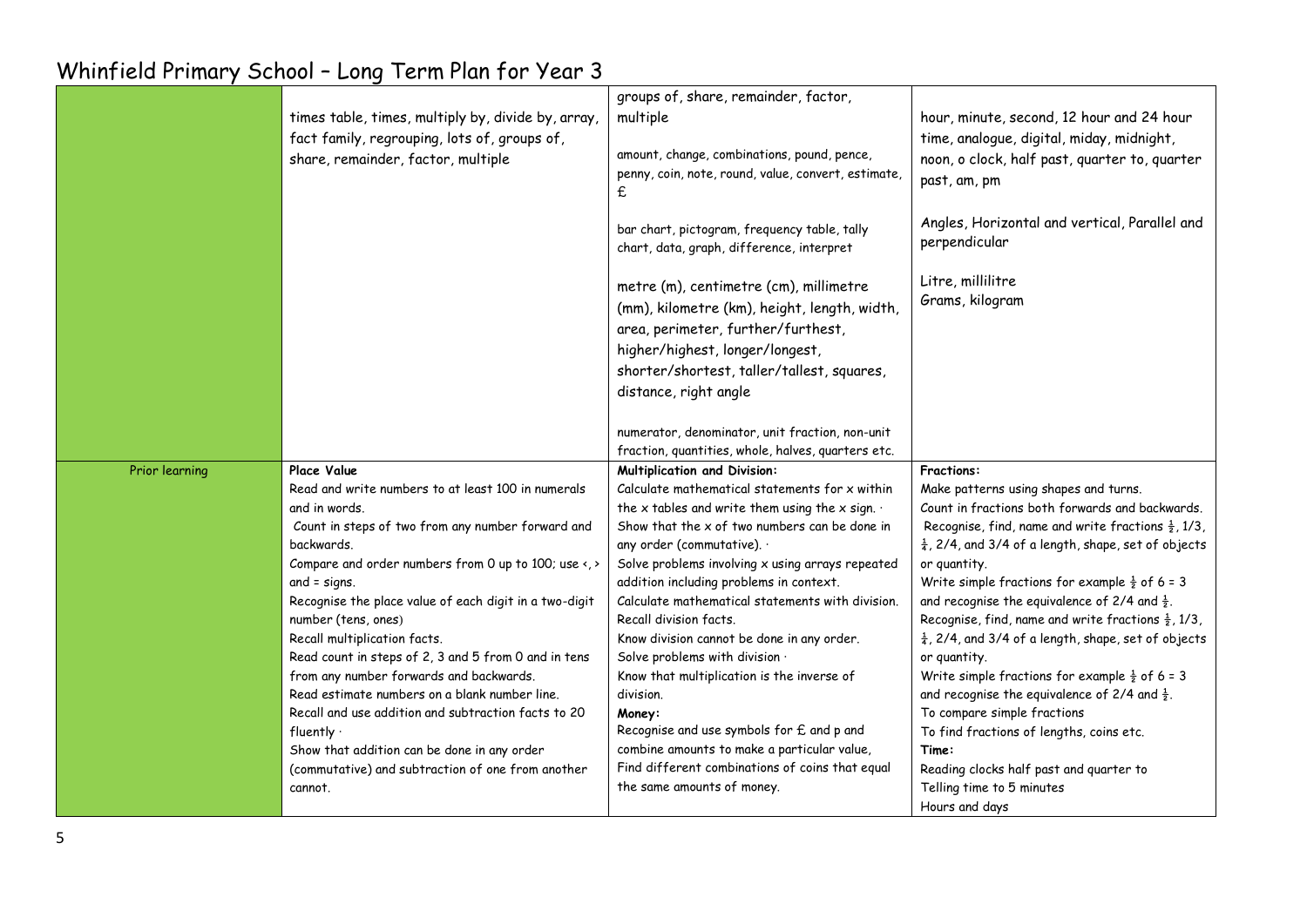# Whinfield Primary School – Long Term Plan for Year 3

| | | | |
|---|---|---|---|
| | times table, times, multiply by, divide by, array, fact family, regrouping, lots of, groups of, share, remainder, factor, multiple | groups of, share, remainder, factor, multiple<br><br>amount, change, combinations, pound, pence, penny, coin, note, round, value, convert, estimate, £<br><br>bar chart, pictogram, frequency table, tally chart, data, graph, difference, interpret<br><br>metre (m), centimetre (cm), millimetre (mm), kilometre (km), height, length, width, area, perimeter, further/furthest, higher/highest, longer/longest, shorter/shortest, taller/tallest, squares, distance, right angle<br><br>numerator, denominator, unit fraction, non-unit fraction, quantities, whole, halves, quarters etc. | hour, minute, second, 12 hour and 24 hour time, analogue, digital, miday, midnight, noon, o clock, half past, quarter to, quarter past, am, pm<br><br>Angles, Horizontal and vertical, Parallel and perpendicular<br><br>Litre, millilitre<br>Grams, kilogram |
| Prior learning | **Place Value**<br>Read and write numbers to at least 100 in numerals and in words.<br>Count in steps of two from any number forward and backwards.<br>Compare and order numbers from 0 up to 100; use <, > and = signs.<br>Recognise the place value of each digit in a two-digit number (tens, ones)<br>Recall multiplication facts.<br>Read count in steps of 2, 3 and 5 from 0 and in tens from any number forwards and backwards.<br>Read estimate numbers on a blank number line.<br>Recall and use addition and subtraction facts to 20 fluently ·<br>Show that addition can be done in any order (commutative) and subtraction of one from another cannot. | **Multiplication and Division:**<br>Calculate mathematical statements for x within the x tables and write them using the x sign. ·<br>Show that the x of two numbers can be done in any order (commutative). ·<br>Solve problems involving x using arrays repeated addition including problems in context.<br>Calculate mathematical statements with division.<br>Recall division facts.<br>Know division cannot be done in any order.<br>Solve problems with division ·<br>Know that multiplication is the inverse of division.<br>**Money:**<br>Recognise and use symbols for £ and p and combine amounts to make a particular value,<br>Find different combinations of coins that equal the same amounts of money. | **Fractions:**<br>Make patterns using shapes and turns.<br>Count in fractions both forwards and backwards.<br>Recognise, find, name and write fractions $\frac{1}{2}$, 1/3, $\frac{1}{4}$, 2/4, and 3/4 of a length, shape, set of objects or quantity.<br>Write simple fractions for example $\frac{1}{2}$ of 6 = 3 and recognise the equivalence of 2/4 and $\frac{1}{2}$.<br>Recognise, find, name and write fractions $\frac{1}{2}$, 1/3, $\frac{1}{4}$, 2/4, and 3/4 of a length, shape, set of objects or quantity.<br>Write simple fractions for example $\frac{1}{2}$ of 6 = 3 and recognise the equivalence of 2/4 and $\frac{1}{2}$.<br>To compare simple fractions<br>To find fractions of lengths, coins etc.<br>**Time:**<br>Reading clocks half past and quarter to<br>Telling time to 5 minutes<br>Hours and days |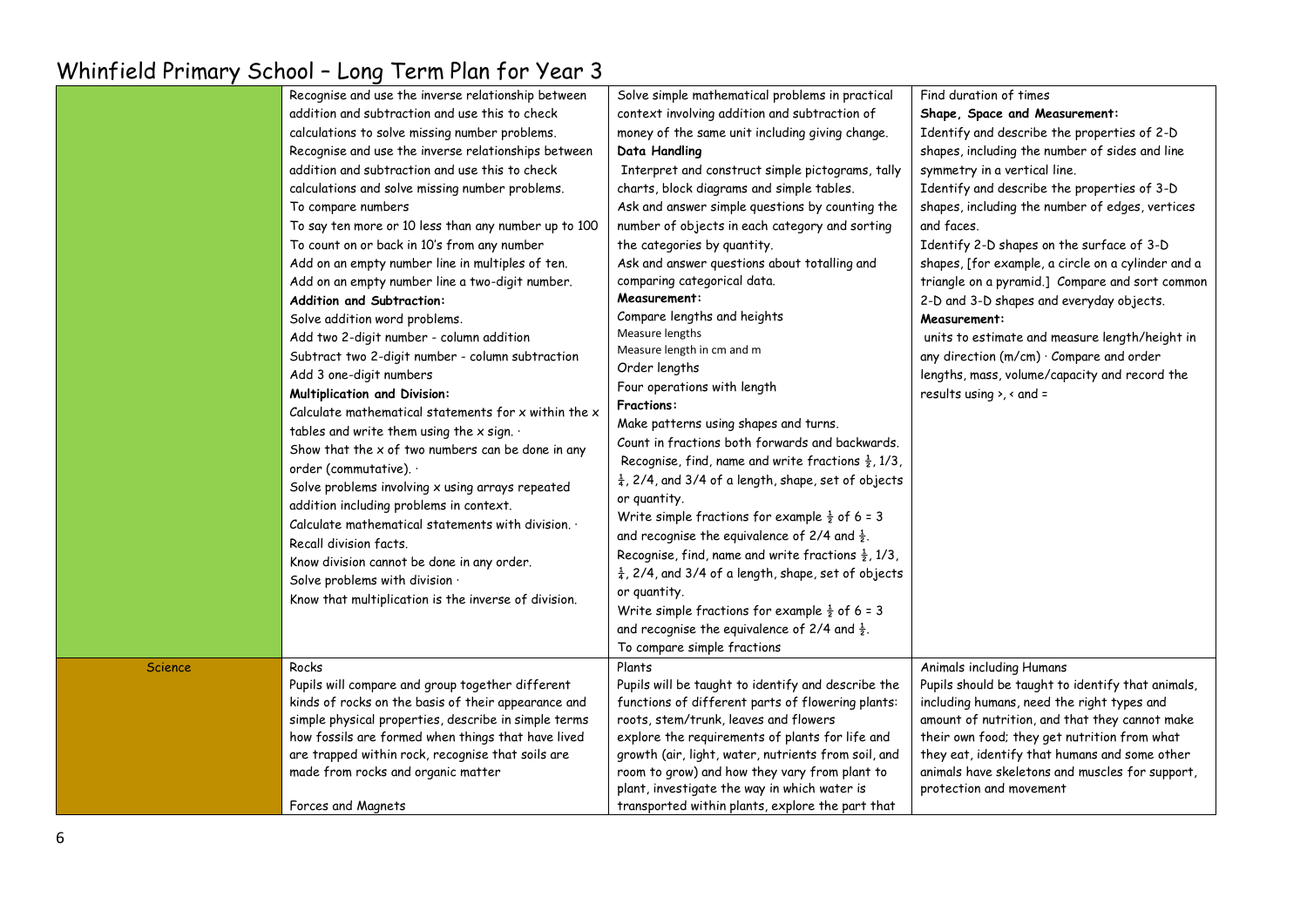# Whinfield Primary School – Long Term Plan for Year 3

| | | | |
|---|---|---|---|
| | Recognise and use the inverse relationship between addition and subtraction and use this to check calculations to solve missing number problems.<br>Recognise and use the inverse relationships between addition and subtraction and use this to check calculations and solve missing number problems.<br>To compare numbers<br>To say ten more or 10 less than any number up to 100<br>To count on or back in 10's from any number<br>Add on an empty number line in multiples of ten.<br>Add on an empty number line a two-digit number.<br>**Addition and Subtraction:**<br>Solve addition word problems.<br>Add two 2-digit number - column addition<br>Subtract two 2-digit number - column subtraction<br>Add 3 one-digit numbers<br>**Multiplication and Division:**<br>Calculate mathematical statements for x within the x tables and write them using the x sign. ·<br>Show that the x of two numbers can be done in any order (commutative). ·<br>Solve problems involving x using arrays repeated addition including problems in context.<br>Calculate mathematical statements with division. ·<br>Recall division facts.<br>Know division cannot be done in any order.<br>Solve problems with division ·<br>Know that multiplication is the inverse of division. | Solve simple mathematical problems in practical context involving addition and subtraction of money of the same unit including giving change.<br>**Data Handling**<br>Interpret and construct simple pictograms, tally charts, block diagrams and simple tables.<br>Ask and answer simple questions by counting the number of objects in each category and sorting the categories by quantity.<br>Ask and answer questions about totalling and comparing categorical data.<br>**Measurement:**<br>Compare lengths and heights<br>Measure lengths<br>Measure length in cm and m<br>Order lengths<br>Four operations with length<br>**Fractions:**<br>Make patterns using shapes and turns.<br>Count in fractions both forwards and backwards.<br>Recognise, find, name and write fractions ½, 1/3, ¼, 2/4, and 3/4 of a length, shape, set of objects or quantity.<br>Write simple fractions for example ½ of 6 = 3 and recognise the equivalence of 2/4 and ½.<br>Recognise, find, name and write fractions ½, 1/3, ¼, 2/4, and 3/4 of a length, shape, set of objects or quantity.<br>Write simple fractions for example ½ of 6 = 3 and recognise the equivalence of 2/4 and ½.<br>To compare simple fractions | Find duration of times<br>**Shape, Space and Measurement:**<br>Identify and describe the properties of 2-D shapes, including the number of sides and line symmetry in a vertical line.<br>Identify and describe the properties of 3-D shapes, including the number of edges, vertices and faces.<br>Identify 2-D shapes on the surface of 3-D shapes, [for example, a circle on a cylinder and a triangle on a pyramid.] Compare and sort common 2-D and 3-D shapes and everyday objects.<br>**Measurement:**<br>units to estimate and measure length/height in any direction (m/cm) · Compare and order lengths, mass, volume/capacity and record the results using >, < and = |
| Science | Rocks<br>Pupils will compare and group together different kinds of rocks on the basis of their appearance and simple physical properties, describe in simple terms how fossils are formed when things that have lived are trapped within rock, recognise that soils are made from rocks and organic matter<br><br>Forces and Magnets | Plants<br>Pupils will be taught to identify and describe the functions of different parts of flowering plants: roots, stem/trunk, leaves and flowers<br>explore the requirements of plants for life and growth (air, light, water, nutrients from soil, and room to grow) and how they vary from plant to plant, investigate the way in which water is transported within plants, explore the part that | Animals including Humans<br>Pupils should be taught to identify that animals, including humans, need the right types and amount of nutrition, and that they cannot make their own food; they get nutrition from what they eat, identify that humans and some other animals have skeletons and muscles for support, protection and movement |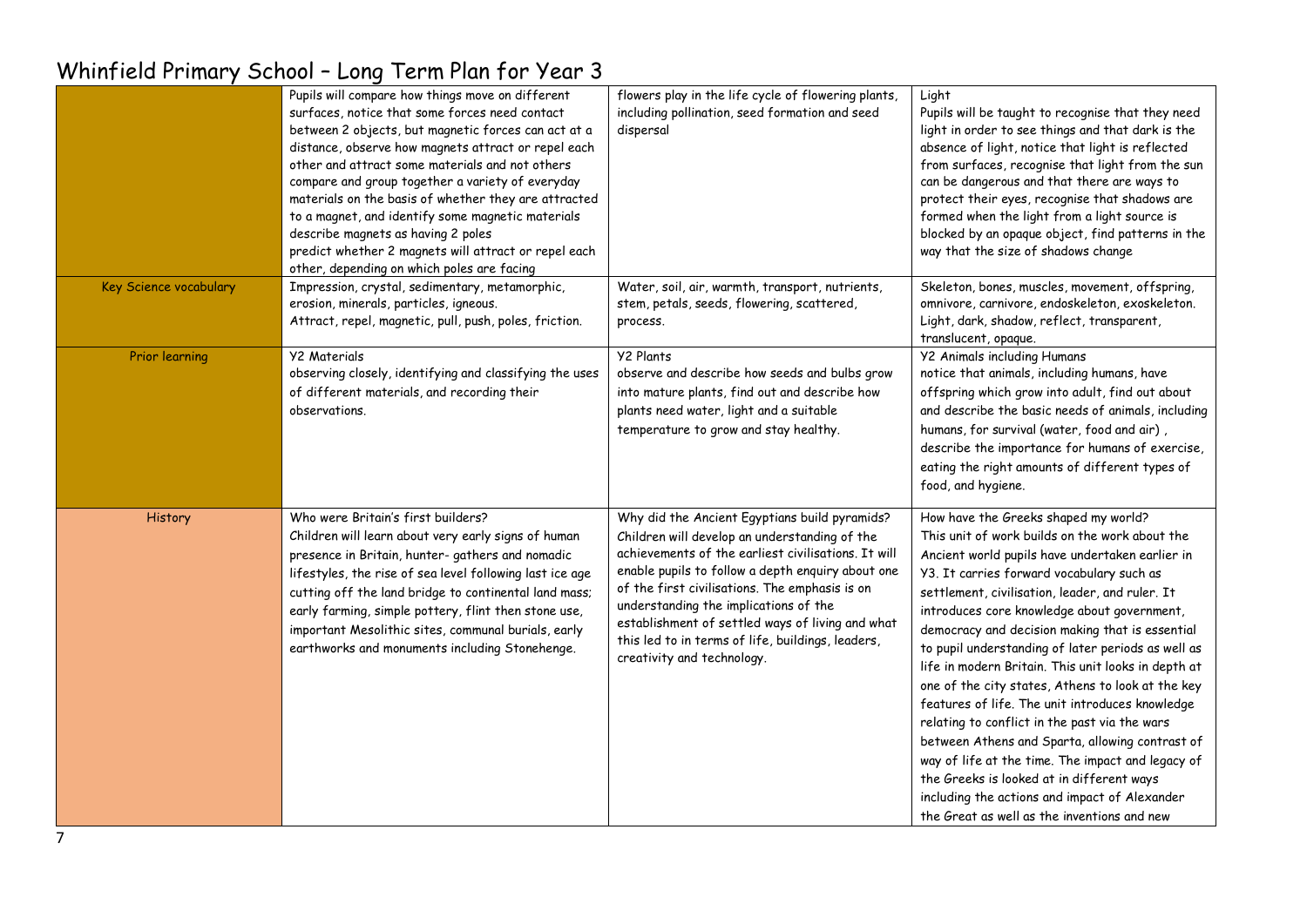# Whinfield Primary School – Long Term Plan for Year 3

| | | | |
|---|---|---|---|
| | Pupils will compare how things move on different surfaces, notice that some forces need contact between 2 objects, but magnetic forces can act at a distance, observe how magnets attract or repel each other and attract some materials and not others compare and group together a variety of everyday materials on the basis of whether they are attracted to a magnet, and identify some magnetic materials describe magnets as having 2 poles predict whether 2 magnets will attract or repel each other, depending on which poles are facing | flowers play in the life cycle of flowering plants, including pollination, seed formation and seed dispersal | Light<br>Pupils will be taught to recognise that they need light in order to see things and that dark is the absence of light, notice that light is reflected from surfaces, recognise that light from the sun can be dangerous and that there are ways to protect their eyes, recognise that shadows are formed when the light from a light source is blocked by an opaque object, find patterns in the way that the size of shadows change |
| Key Science vocabulary | Impression, crystal, sedimentary, metamorphic, erosion, minerals, particles, igneous.<br>Attract, repel, magnetic, pull, push, poles, friction. | Water, soil, air, warmth, transport, nutrients, stem, petals, seeds, flowering, scattered, process. | Skeleton, bones, muscles, movement, offspring, omnivore, carnivore, endoskeleton, exoskeleton.<br>Light, dark, shadow, reflect, transparent, translucent, opaque. |
| Prior learning | Y2 Materials<br>observing closely, identifying and classifying the uses of different materials, and recording their observations. | Y2 Plants<br>observe and describe how seeds and bulbs grow into mature plants, find out and describe how plants need water, light and a suitable temperature to grow and stay healthy. | Y2 Animals including Humans<br>notice that animals, including humans, have offspring which grow into adult, find out about and describe the basic needs of animals, including humans, for survival (water, food and air) , describe the importance for humans of exercise, eating the right amounts of different types of food, and hygiene. |
| History | Who were Britain's first builders?<br>Children will learn about very early signs of human presence in Britain, hunter- gathers and nomadic lifestyles, the rise of sea level following last ice age cutting off the land bridge to continental land mass; early farming, simple pottery, flint then stone use, important Mesolithic sites, communal burials, early earthworks and monuments including Stonehenge. | Why did the Ancient Egyptians build pyramids?<br>Children will develop an understanding of the achievements of the earliest civilisations. It will enable pupils to follow a depth enquiry about one of the first civilisations. The emphasis is on understanding the implications of the establishment of settled ways of living and what this led to in terms of life, buildings, leaders, creativity and technology. | How have the Greeks shaped my world?<br>This unit of work builds on the work about the Ancient world pupils have undertaken earlier in Y3. It carries forward vocabulary such as settlement, civilisation, leader, and ruler. It introduces core knowledge about government, democracy and decision making that is essential to pupil understanding of later periods as well as life in modern Britain. This unit looks in depth at one of the city states, Athens to look at the key features of life. The unit introduces knowledge relating to conflict in the past via the wars between Athens and Sparta, allowing contrast of way of life at the time. The impact and legacy of the Greeks is looked at in different ways including the actions and impact of Alexander the Great as well as the inventions and new |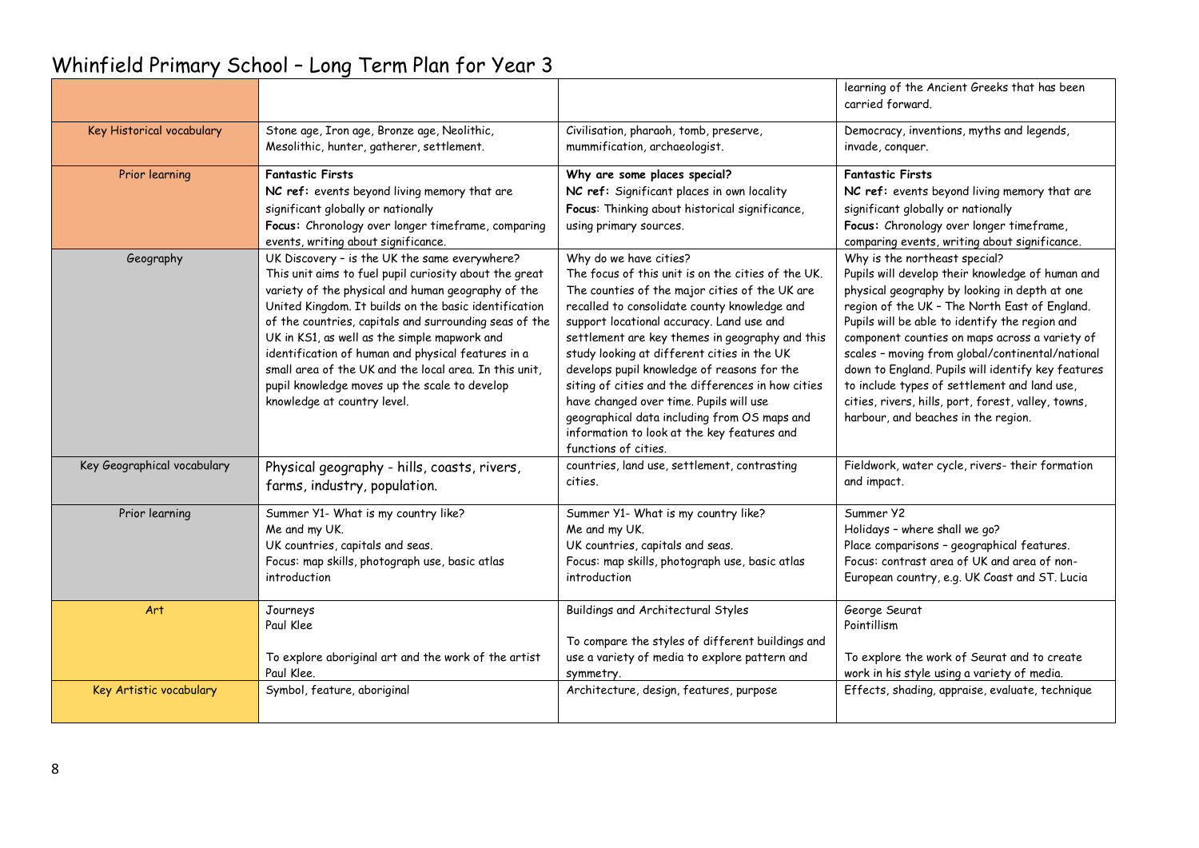# Whinfield Primary School – Long Term Plan for Year 3

| | | | |
|---|---|---|---|
| | | | learning of the Ancient Greeks that has been carried forward. |
| Key Historical vocabulary | Stone age, Iron age, Bronze age, Neolithic, Mesolithic, hunter, gatherer, settlement. | Civilisation, pharaoh, tomb, preserve, mummification, archaeologist. | Democracy, inventions, myths and legends, invade, conquer. |
| Prior learning | **Fantastic Firsts**<br>**NC ref:** events beyond living memory that are significant globally or nationally<br>**Focus:** Chronology over longer timeframe, comparing events, writing about significance. | **Why are some places special?**<br>**NC ref:** Significant places in own locality<br>**Focus**: Thinking about historical significance, using primary sources. | **Fantastic Firsts**<br>**NC ref:** events beyond living memory that are significant globally or nationally<br>**Focus:** Chronology over longer timeframe, comparing events, writing about significance. |
| Geography | UK Discovery – is the UK the same everywhere?<br>This unit aims to fuel pupil curiosity about the great variety of the physical and human geography of the United Kingdom. It builds on the basic identification of the countries, capitals and surrounding seas of the UK in KS1, as well as the simple mapwork and identification of human and physical features in a small area of the UK and the local area. In this unit, pupil knowledge moves up the scale to develop knowledge at country level. | Why do we have cities?<br>The focus of this unit is on the cities of the UK. The counties of the major cities of the UK are recalled to consolidate county knowledge and support locational accuracy. Land use and settlement are key themes in geography and this study looking at different cities in the UK develops pupil knowledge of reasons for the siting of cities and the differences in how cities have changed over time. Pupils will use geographical data including from OS maps and information to look at the key features and functions of cities. | Why is the northeast special?<br>Pupils will develop their knowledge of human and physical geography by looking in depth at one region of the UK – The North East of England. Pupils will be able to identify the region and component counties on maps across a variety of scales – moving from global/continental/national down to England. Pupils will identify key features to include types of settlement and land use, cities, rivers, hills, port, forest, valley, towns, harbour, and beaches in the region. |
| Key Geographical vocabulary | Physical geography - hills, coasts, rivers, farms, industry, population. | countries, land use, settlement, contrasting cities. | Fieldwork, water cycle, rivers- their formation and impact. |
| Prior learning | Summer Y1- What is my country like?<br>Me and my UK.<br>UK countries, capitals and seas.<br>Focus: map skills, photograph use, basic atlas introduction | Summer Y1- What is my country like?<br>Me and my UK.<br>UK countries, capitals and seas.<br>Focus: map skills, photograph use, basic atlas introduction | Summer Y2<br>Holidays – where shall we go?<br>Place comparisons – geographical features.<br>Focus: contrast area of UK and area of non-European country, e.g. UK Coast and ST. Lucia |
| Art | Journeys<br>Paul Klee<br><br>To explore aboriginal art and the work of the artist Paul Klee. | Buildings and Architectural Styles<br><br>To compare the styles of different buildings and use a variety of media to explore pattern and symmetry. | George Seurat<br>Pointillism<br><br>To explore the work of Seurat and to create work in his style using a variety of media. |
| Key Artistic vocabulary | Symbol, feature, aboriginal | Architecture, design, features, purpose | Effects, shading, appraise, evaluate, technique |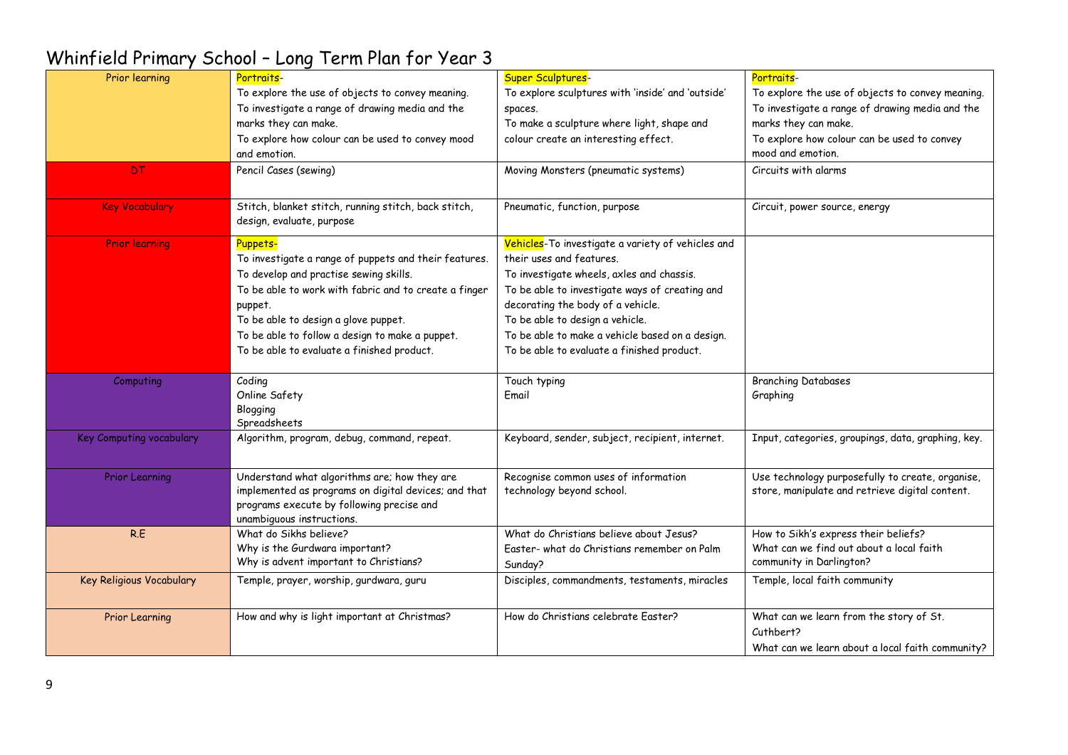# Whinfield Primary School – Long Term Plan for Year 3

| | | | |
|---|---|---|---|
| Prior learning | Portraits-<br>To explore the use of objects to convey meaning.<br>To investigate a range of drawing media and the marks they can make.<br>To explore how colour can be used to convey mood and emotion. | Super Sculptures-<br>To explore sculptures with 'inside' and 'outside' spaces.<br>To make a sculpture where light, shape and colour create an interesting effect. | Portraits-<br>To explore the use of objects to convey meaning.<br>To investigate a range of drawing media and the marks they can make.<br>To explore how colour can be used to convey mood and emotion. |
| DT | Pencil Cases (sewing) | Moving Monsters (pneumatic systems) | Circuits with alarms |
| Key Vocabulary | Stitch, blanket stitch, running stitch, back stitch, design, evaluate, purpose | Pneumatic, function, purpose | Circuit, power source, energy |
| Prior learning | Puppets-<br>To investigate a range of puppets and their features.<br>To develop and practise sewing skills.<br>To be able to work with fabric and to create a finger puppet.<br>To be able to design a glove puppet.<br>To be able to follow a design to make a puppet.<br>To be able to evaluate a finished product. | Vehicles-To investigate a variety of vehicles and their uses and features.<br>To investigate wheels, axles and chassis.<br>To be able to investigate ways of creating and decorating the body of a vehicle.<br>To be able to design a vehicle.<br>To be able to make a vehicle based on a design.<br>To be able to evaluate a finished product. | |
| Computing | Coding<br>Online Safety<br>Blogging<br>Spreadsheets | Touch typing<br>Email | Branching Databases<br>Graphing |
| Key Computing vocabulary | Algorithm, program, debug, command, repeat. | Keyboard, sender, subject, recipient, internet. | Input, categories, groupings, data, graphing, key. |
| Prior Learning | Understand what algorithms are; how they are implemented as programs on digital devices; and that programs execute by following precise and unambiguous instructions. | Recognise common uses of information technology beyond school. | Use technology purposefully to create, organise, store, manipulate and retrieve digital content. |
| R.E | What do Sikhs believe?<br>Why is the Gurdwara important?<br>Why is advent important to Christians? | What do Christians believe about Jesus?<br>Easter- what do Christians remember on Palm Sunday? | How to Sikh's express their beliefs?<br>What can we find out about a local faith community in Darlington? |
| Key Religious Vocabulary | Temple, prayer, worship, gurdwara, guru | Disciples, commandments, testaments, miracles | Temple, local faith community |
| Prior Learning | How and why is light important at Christmas? | How do Christians celebrate Easter? | What can we learn from the story of St. Cuthbert?<br>What can we learn about a local faith community? |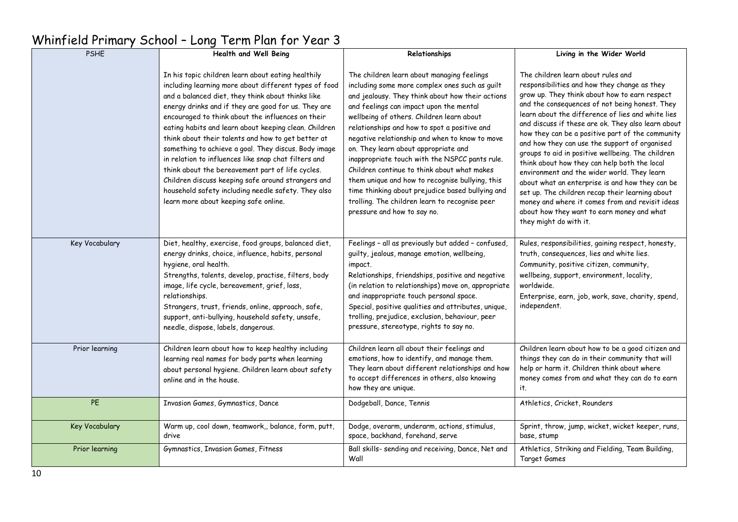# Whinfield Primary School – Long Term Plan for Year 3

| PSHE | Health and Well Being | Relationships | Living in the Wider World |
|---|---|---|---|
| | In his topic children learn about eating healthily including learning more about different types of food and a balanced diet, they think about thinks like energy drinks and if they are good for us. They are encouraged to think about the influences on their eating habits and learn about keeping clean. Children think about their talents and how to get better at something to achieve a goal. They discus. Body image in relation to influences like snap chat filters and think about the bereavement part of life cycles. Children discuss keeping safe around strangers and household safety including needle safety. They also learn more about keeping safe online. | The children learn about managing feelings including some more complex ones such as guilt and jealousy. They think about how their actions and feelings can impact upon the mental wellbeing of others. Children learn about relationships and how to spot a positive and negative relationship and when to know to move on. They learn about appropriate and inappropriate touch with the NSPCC pants rule. Children continue to think about what makes them unique and how to recognise bullying, this time thinking about prejudice based bullying and trolling. The children learn to recognise peer pressure and how to say no. | The children learn about rules and responsibilities and how they change as they grow up. They think about how to earn respect and the consequences of not being honest. They learn about the difference of lies and white lies and discuss if these are ok. They also learn about how they can be a positive part of the community and how they can use the support of organised groups to aid in positive wellbeing. The children think about how they can help both the local environment and the wider world. They learn about what an enterprise is and how they can be set up. The children recap their learning about money and where it comes from and revisit ideas about how they want to earn money and what they might do with it. |
| Key Vocabulary | Diet, healthy, exercise, food groups, balanced diet, energy drinks, choice, influence, habits, personal hygiene, oral health.<br>Strengths, talents, develop, practise, filters, body image, life cycle, bereavement, grief, loss, relationships.<br>Strangers, trust, friends, online, approach, safe, support, anti-bullying, household safety, unsafe, needle, dispose, labels, dangerous. | Feelings – all as previously but added – confused, guilty, jealous, manage emotion, wellbeing, impact.<br>Relationships, friendships, positive and negative (in relation to relationships) move on, appropriate and inappropriate touch personal space.<br>Special, positive qualities and attributes, unique, trolling, prejudice, exclusion, behaviour, peer pressure, stereotype, rights to say no. | Rules, responsibilities, gaining respect, honesty, truth, consequences, lies and white lies.<br>Community, positive citizen, community, wellbeing, support, environment, locality, worldwide.<br>Enterprise, earn, job, work, save, charity, spend, independent. |
| Prior learning | Children learn about how to keep healthy including learning real names for body parts when learning about personal hygiene. Children learn about safety online and in the house. | Children learn all about their feelings and emotions, how to identify, and manage them. They learn about different relationships and how to accept differences in others, also knowing how they are unique. | Children learn about how to be a good citizen and things they can do in their community that will help or harm it. Children think about where money comes from and what they can do to earn it. |
| PE | Invasion Games, Gymnastics, Dance | Dodgeball, Dance, Tennis | Athletics, Cricket, Rounders |
| Key Vocabulary | Warm up, cool down, teamwork,, balance, form, putt, drive | Dodge, overarm, underarm, actions, stimulus, space, backhand, forehand, serve | Sprint, throw, jump, wicket, wicket keeper, runs, base, stump |
| Prior learning | Gymnastics, Invasion Games, Fitness | Ball skills- sending and receiving, Dance, Net and Wall | Athletics, Striking and Fielding, Team Building, Target Games |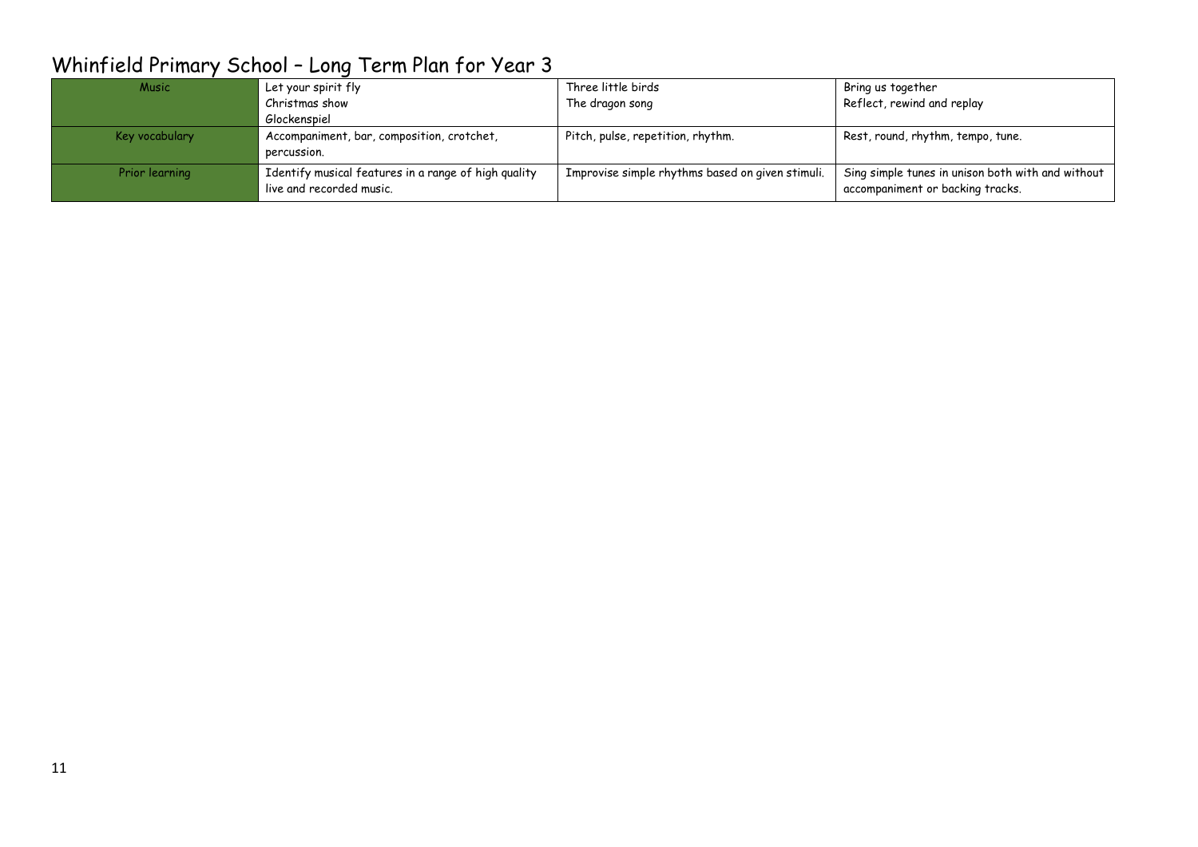# Whinfield Primary School – Long Term Plan for Year 3

| | | | |
|---|---|---|---|
| Music | Let your spirit fly<br>Christmas show<br>Glockenspiel | Three little birds<br>The dragon song | Bring us together<br>Reflect, rewind and replay |
| Key vocabulary | Accompaniment, bar, composition, crotchet, percussion. | Pitch, pulse, repetition, rhythm. | Rest, round, rhythm, tempo, tune. |
| Prior learning | Identify musical features in a range of high quality live and recorded music. | Improvise simple rhythms based on given stimuli. | Sing simple tunes in unison both with and without accompaniment or backing tracks. |